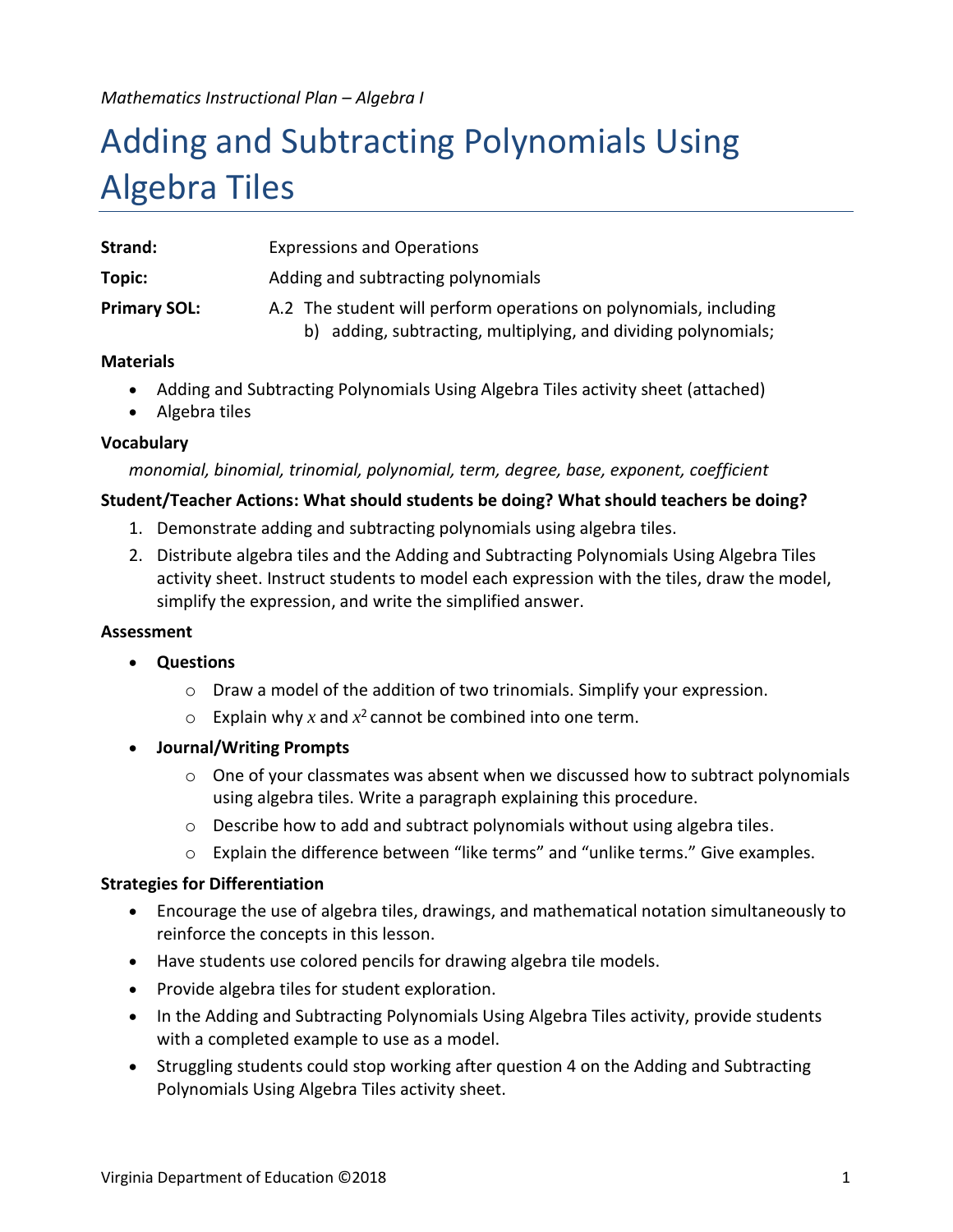*Mathematics Instructional Plan – Algebra I*

# Adding and Subtracting Polynomials Using Algebra Tiles

**Strand:** Expressions and Operations

**Topic:** Adding and subtracting polynomials

**Primary SOL:** A.2 The student will perform operations on polynomials, including
b) adding, subtracting, multiplying, and dividing polynomials;

### Materials

- Adding and Subtracting Polynomials Using Algebra Tiles activity sheet (attached)
- Algebra tiles

### Vocabulary

*monomial, binomial, trinomial, polynomial, term, degree, base, exponent, coefficient*

### Student/Teacher Actions: What should students be doing? What should teachers be doing?

1. Demonstrate adding and subtracting polynomials using algebra tiles.
2. Distribute algebra tiles and the Adding and Subtracting Polynomials Using Algebra Tiles activity sheet. Instruct students to model each expression with the tiles, draw the model, simplify the expression, and write the simplified answer.

### Assessment

- **Questions**
  - Draw a model of the addition of two trinomials. Simplify your expression.
  - Explain why $x$ and $x^2$ cannot be combined into one term.
- **Journal/Writing Prompts**
  - One of your classmates was absent when we discussed how to subtract polynomials using algebra tiles. Write a paragraph explaining this procedure.
  - Describe how to add and subtract polynomials without using algebra tiles.
  - Explain the difference between "like terms" and "unlike terms." Give examples.

### Strategies for Differentiation

- Encourage the use of algebra tiles, drawings, and mathematical notation simultaneously to reinforce the concepts in this lesson.
- Have students use colored pencils for drawing algebra tile models.
- Provide algebra tiles for student exploration.
- In the Adding and Subtracting Polynomials Using Algebra Tiles activity, provide students with a completed example to use as a model.
- Struggling students could stop working after question 4 on the Adding and Subtracting Polynomials Using Algebra Tiles activity sheet.

Virginia Department of Education ©2018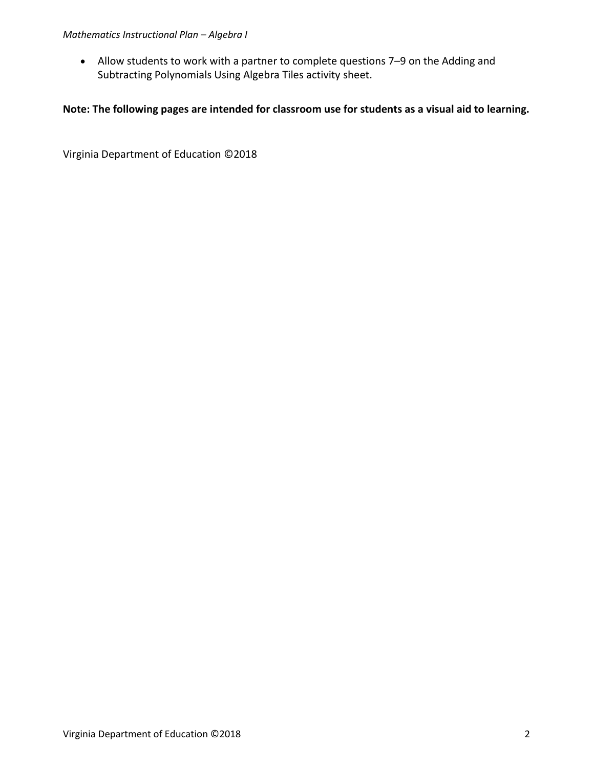- Allow students to work with a partner to complete questions 7–9 on the Adding and Subtracting Polynomials Using Algebra Tiles activity sheet.

**Note: The following pages are intended for classroom use for students as a visual aid to learning.**

Virginia Department of Education ©2018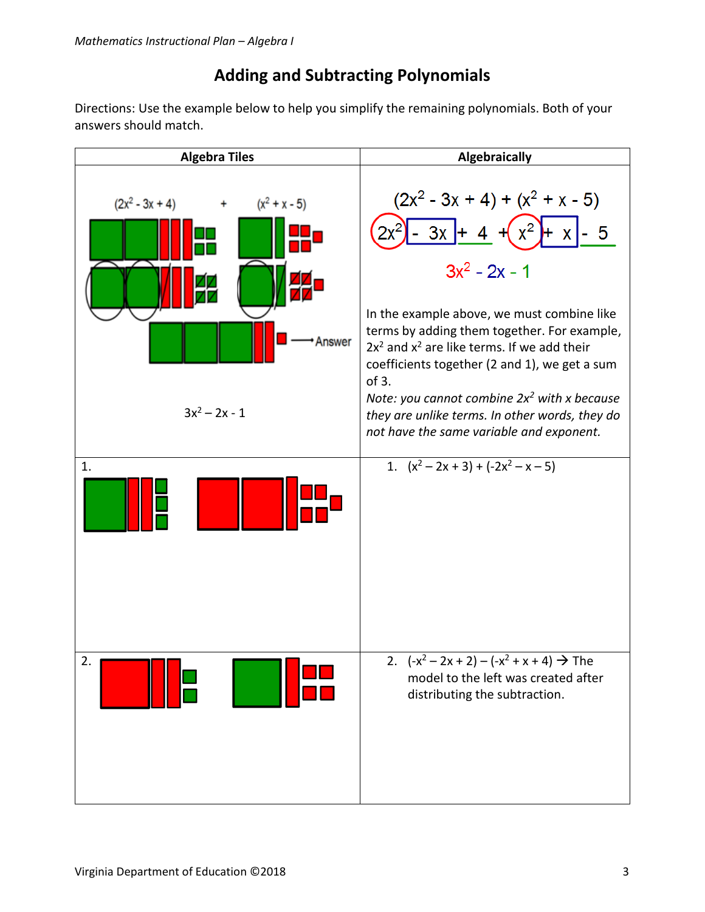# Adding and Subtracting Polynomials

Directions: Use the example below to help you simplify the remaining polynomials. Both of your answers should match.

| Algebra Tiles | Algebraically |
|---|---|
| $(2x^2 - 3x + 4)$ + $(x^2 + x - 5)$ <br> Answer <br> $3x^2 – 2x - 1$ | $(2x^2 - 3x + 4) + (x^2 + x - 5)$ <br> $2x^2 - 3x + 4 + x^2 + x - 5$ <br> $3x^2 - 2x - 1$ <br><br> In the example above, we must combine like terms by adding them together. For example, $2x^2$ and $x^2$ are like terms. If we add their coefficients together (2 and 1), we get a sum of 3. <br> *Note: you cannot combine $2x^2$ with x because they are unlike terms. In other words, they do not have the same variable and exponent.* |
| 1. | 1. $(x^2 – 2x + 3) + (-2x^2 – x – 5)$ |
| 2. | 2. $(-x^2 – 2x + 2) – (-x^2 + x + 4)$ → The model to the left was created after distributing the subtraction. |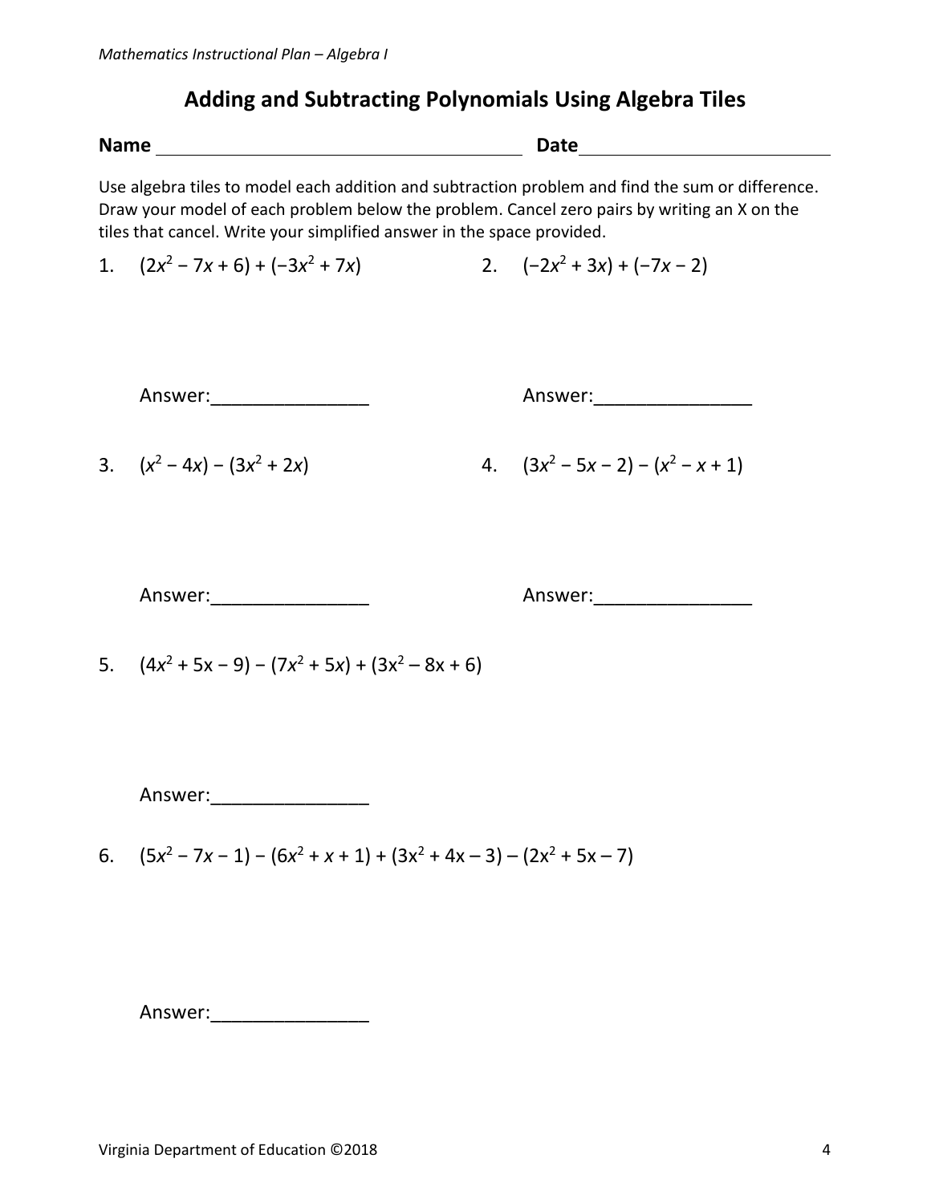## Adding and Subtracting Polynomials Using Algebra Tiles

**Name** ________________________________ **Date** ______________________

Use algebra tiles to model each addition and subtraction problem and find the sum or difference. Draw your model of each problem below the problem. Cancel zero pairs by writing an X on the tiles that cancel. Write your simplified answer in the space provided.

1. $(2x^2 - 7x + 6) + (-3x^2 + 7x)$

   Answer:_______________

2. $(-2x^2 + 3x) + (-7x - 2)$

   Answer:_______________

3. $(x^2 - 4x) - (3x^2 + 2x)$

   Answer:_______________

4. $(3x^2 - 5x - 2) - (x^2 - x + 1)$

   Answer:_______________

5. $(4x^2 + 5x - 9) - (7x^2 + 5x) + (3x^2 - 8x + 6)$

   Answer:_______________

6. $(5x^2 - 7x - 1) - (6x^2 + x + 1) + (3x^2 + 4x - 3) - (2x^2 + 5x - 7)$

   Answer:_______________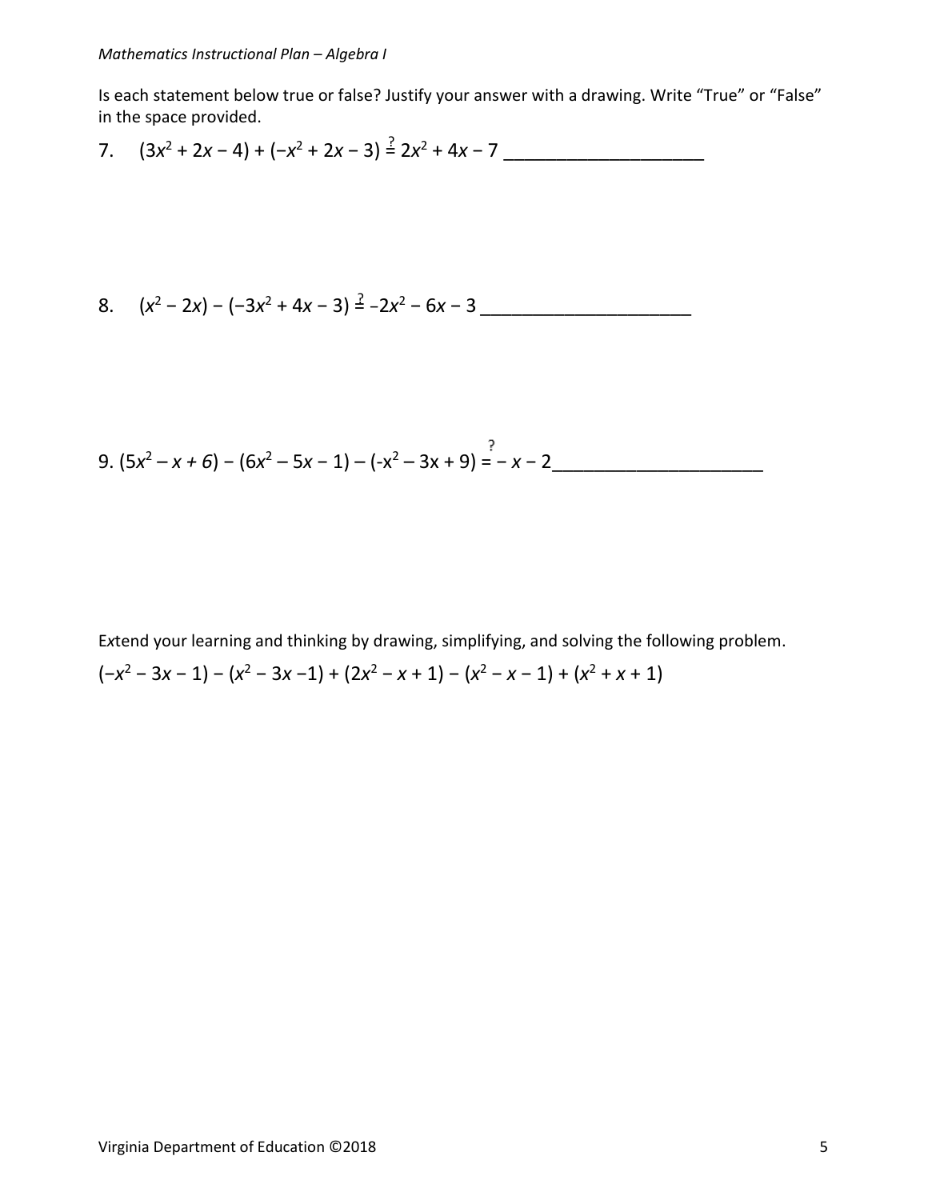Is each statement below true or false? Justify your answer with a drawing. Write “True” or “False” in the space provided.

7. $(3x^2 + 2x - 4) + (-x^2 + 2x - 3) \stackrel{?}{=} 2x^2 + 4x - 7$ ____________________

8. $(x^2 - 2x) - (-3x^2 + 4x - 3) \stackrel{?}{=} -2x^2 - 6x - 3$ ____________________

9. $(5x^2 - x + 6) - (6x^2 - 5x - 1) - (-x^2 - 3x + 9) \stackrel{?}{=} -x - 2$ ____________________

Extend your learning and thinking by drawing, simplifying, and solving the following problem.

$(-x^2 - 3x - 1) - (x^2 - 3x - 1) + (2x^2 - x + 1) - (x^2 - x - 1) + (x^2 + x + 1)$